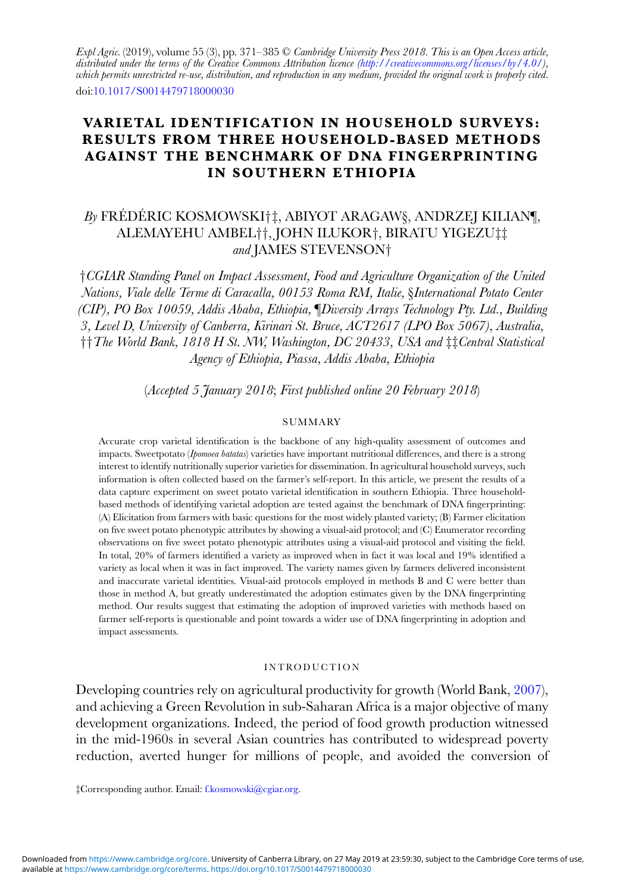*Expl Agric.* (2019), volume 55 (3), pp. 371–385 © *Cambridge University Press 2018. This is an Open Access article, distributed under the terms of the Creative Commons Attribution licence (http://creativecommons.org/licenses/by/4.0/), which permits unrestricted re-use, distribution, and reproduction in any medium, provided the original work is properly cited.*
doi:10.1017/S0014479718000030

# VARIETAL IDENTIFICATION IN HOUSEHOLD SURVEYS: RESULTS FROM THREE HOUSEHOLD-BASED METHODS AGAINST THE BENCHMARK OF DNA FINGERPRINTING IN SOUTHERN ETHIOPIA

*By* FRÉDÉRIC KOSMOWSKI†‡, ABIYOT ARAGAW§, ANDRZEJ KILIAN¶, ALEMAYEHU AMBEL††, JOHN ILUKOR†, BIRATU YIGEZU‡‡ *and* JAMES STEVENSON†

†*CGIAR Standing Panel on Impact Assessment, Food and Agriculture Organization of the United Nations, Viale delle Terme di Caracalla, 00153 Roma RM, Italie,* §*International Potato Center (CIP), PO Box 10059, Addis Ababa, Ethiopia,* ¶*Diversity Arrays Technology Pty. Ltd., Building 3, Level D, University of Canberra, Kirinari St. Bruce, ACT2617 (LPO Box 5067), Australia,* ††*The World Bank, 1818 H St. NW, Washington, DC 20433, USA and* ‡‡*Central Statistical Agency of Ethiopia, Piassa, Addis Ababa, Ethiopia*

(*Accepted 5 January 2018*; *First published online 20 February 2018*)

## SUMMARY

Accurate crop varietal identification is the backbone of any high-quality assessment of outcomes and impacts. Sweetpotato (*Ipomoea batatas*) varieties have important nutritional differences, and there is a strong interest to identify nutritionally superior varieties for dissemination. In agricultural household surveys, such information is often collected based on the farmer's self-report. In this article, we present the results of a data capture experiment on sweet potato varietal identification in southern Ethiopia. Three household-based methods of identifying varietal adoption are tested against the benchmark of DNA fingerprinting: (A) Elicitation from farmers with basic questions for the most widely planted variety; (B) Farmer elicitation on five sweet potato phenotypic attributes by showing a visual-aid protocol; and (C) Enumerator recording observations on five sweet potato phenotypic attributes using a visual-aid protocol and visiting the field. In total, 20% of farmers identified a variety as improved when in fact it was local and 19% identified a variety as local when it was in fact improved. The variety names given by farmers delivered inconsistent and inaccurate varietal identities. Visual-aid protocols employed in methods B and C were better than those in method A, but greatly underestimated the adoption estimates given by the DNA fingerprinting method. Our results suggest that estimating the adoption of improved varieties with methods based on farmer self-reports is questionable and point towards a wider use of DNA fingerprinting in adoption and impact assessments.

## INTRODUCTION

Developing countries rely on agricultural productivity for growth (World Bank, 2007), and achieving a Green Revolution in sub-Saharan Africa is a major objective of many development organizations. Indeed, the period of food growth production witnessed in the mid-1960s in several Asian countries has contributed to widespread poverty reduction, averted hunger for millions of people, and avoided the conversion of

‡Corresponding author. Email: f.kosmowski@cgiar.org.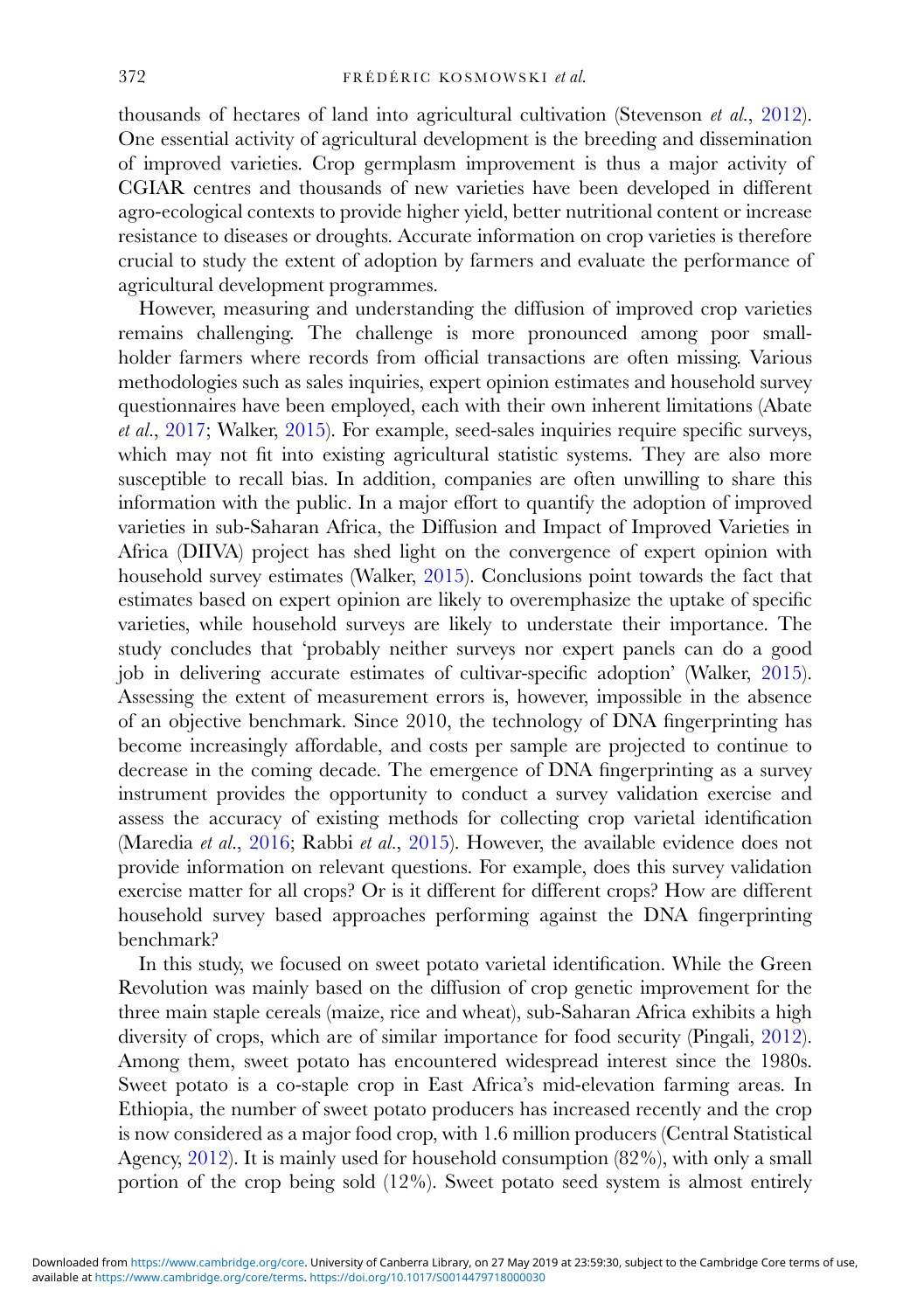thousands of hectares of land into agricultural cultivation (Stevenson *et al.*, 2012). One essential activity of agricultural development is the breeding and dissemination of improved varieties. Crop germplasm improvement is thus a major activity of CGIAR centres and thousands of new varieties have been developed in different agro-ecological contexts to provide higher yield, better nutritional content or increase resistance to diseases or droughts. Accurate information on crop varieties is therefore crucial to study the extent of adoption by farmers and evaluate the performance of agricultural development programmes.

However, measuring and understanding the diffusion of improved crop varieties remains challenging. The challenge is more pronounced among poor smallholder farmers where records from official transactions are often missing. Various methodologies such as sales inquiries, expert opinion estimates and household survey questionnaires have been employed, each with their own inherent limitations (Abate *et al.*, 2017; Walker, 2015). For example, seed-sales inquiries require specific surveys, which may not fit into existing agricultural statistic systems. They are also more susceptible to recall bias. In addition, companies are often unwilling to share this information with the public. In a major effort to quantify the adoption of improved varieties in sub-Saharan Africa, the Diffusion and Impact of Improved Varieties in Africa (DIIVA) project has shed light on the convergence of expert opinion with household survey estimates (Walker, 2015). Conclusions point towards the fact that estimates based on expert opinion are likely to overemphasize the uptake of specific varieties, while household surveys are likely to understate their importance. The study concludes that 'probably neither surveys nor expert panels can do a good job in delivering accurate estimates of cultivar-specific adoption' (Walker, 2015). Assessing the extent of measurement errors is, however, impossible in the absence of an objective benchmark. Since 2010, the technology of DNA fingerprinting has become increasingly affordable, and costs per sample are projected to continue to decrease in the coming decade. The emergence of DNA fingerprinting as a survey instrument provides the opportunity to conduct a survey validation exercise and assess the accuracy of existing methods for collecting crop varietal identification (Maredia *et al.*, 2016; Rabbi *et al.*, 2015). However, the available evidence does not provide information on relevant questions. For example, does this survey validation exercise matter for all crops? Or is it different for different crops? How are different household survey based approaches performing against the DNA fingerprinting benchmark?

In this study, we focused on sweet potato varietal identification. While the Green Revolution was mainly based on the diffusion of crop genetic improvement for the three main staple cereals (maize, rice and wheat), sub-Saharan Africa exhibits a high diversity of crops, which are of similar importance for food security (Pingali, 2012). Among them, sweet potato has encountered widespread interest since the 1980s. Sweet potato is a co-staple crop in East Africa's mid-elevation farming areas. In Ethiopia, the number of sweet potato producers has increased recently and the crop is now considered as a major food crop, with 1.6 million producers (Central Statistical Agency, 2012). It is mainly used for household consumption (82%), with only a small portion of the crop being sold (12%). Sweet potato seed system is almost entirely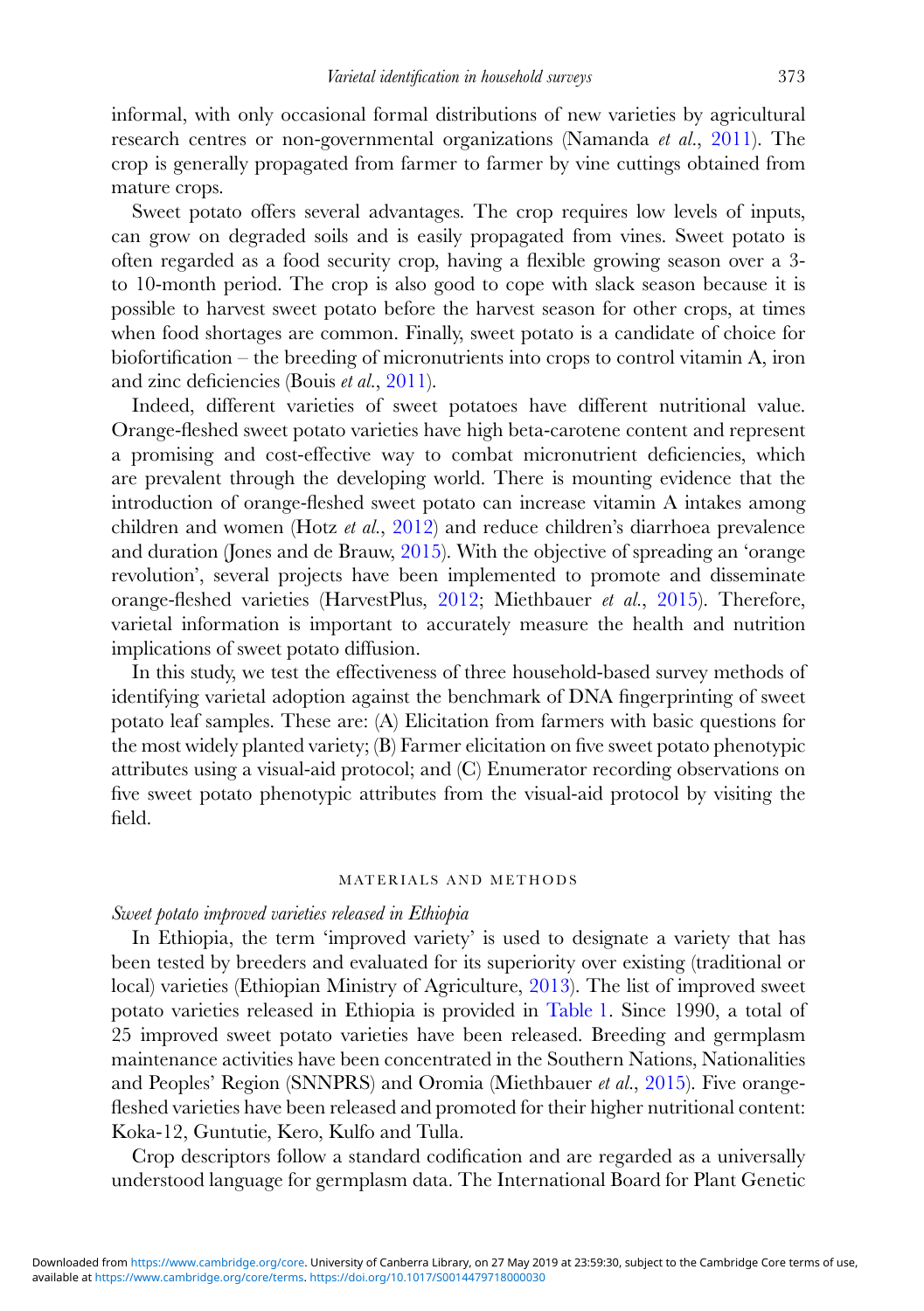informal, with only occasional formal distributions of new varieties by agricultural research centres or non-governmental organizations (Namanda *et al.*, 2011). The crop is generally propagated from farmer to farmer by vine cuttings obtained from mature crops.

Sweet potato offers several advantages. The crop requires low levels of inputs, can grow on degraded soils and is easily propagated from vines. Sweet potato is often regarded as a food security crop, having a flexible growing season over a 3- to 10-month period. The crop is also good to cope with slack season because it is possible to harvest sweet potato before the harvest season for other crops, at times when food shortages are common. Finally, sweet potato is a candidate of choice for biofortification – the breeding of micronutrients into crops to control vitamin A, iron and zinc deficiencies (Bouis *et al.*, 2011).

Indeed, different varieties of sweet potatoes have different nutritional value. Orange-fleshed sweet potato varieties have high beta-carotene content and represent a promising and cost-effective way to combat micronutrient deficiencies, which are prevalent through the developing world. There is mounting evidence that the introduction of orange-fleshed sweet potato can increase vitamin A intakes among children and women (Hotz *et al.*, 2012) and reduce children's diarrhoea prevalence and duration (Jones and de Brauw, 2015). With the objective of spreading an 'orange revolution', several projects have been implemented to promote and disseminate orange-fleshed varieties (HarvestPlus, 2012; Miethbauer *et al.*, 2015). Therefore, varietal information is important to accurately measure the health and nutrition implications of sweet potato diffusion.

In this study, we test the effectiveness of three household-based survey methods of identifying varietal adoption against the benchmark of DNA fingerprinting of sweet potato leaf samples. These are: (A) Elicitation from farmers with basic questions for the most widely planted variety; (B) Farmer elicitation on five sweet potato phenotypic attributes using a visual-aid protocol; and (C) Enumerator recording observations on five sweet potato phenotypic attributes from the visual-aid protocol by visiting the field.

## MATERIALS AND METHODS

### *Sweet potato improved varieties released in Ethiopia*

In Ethiopia, the term 'improved variety' is used to designate a variety that has been tested by breeders and evaluated for its superiority over existing (traditional or local) varieties (Ethiopian Ministry of Agriculture, 2013). The list of improved sweet potato varieties released in Ethiopia is provided in Table 1. Since 1990, a total of 25 improved sweet potato varieties have been released. Breeding and germplasm maintenance activities have been concentrated in the Southern Nations, Nationalities and Peoples' Region (SNNPRS) and Oromia (Miethbauer *et al.*, 2015). Five orange-fleshed varieties have been released and promoted for their higher nutritional content: Koka-12, Guntutie, Kero, Kulfo and Tulla.

Crop descriptors follow a standard codification and are regarded as a universally understood language for germplasm data. The International Board for Plant Genetic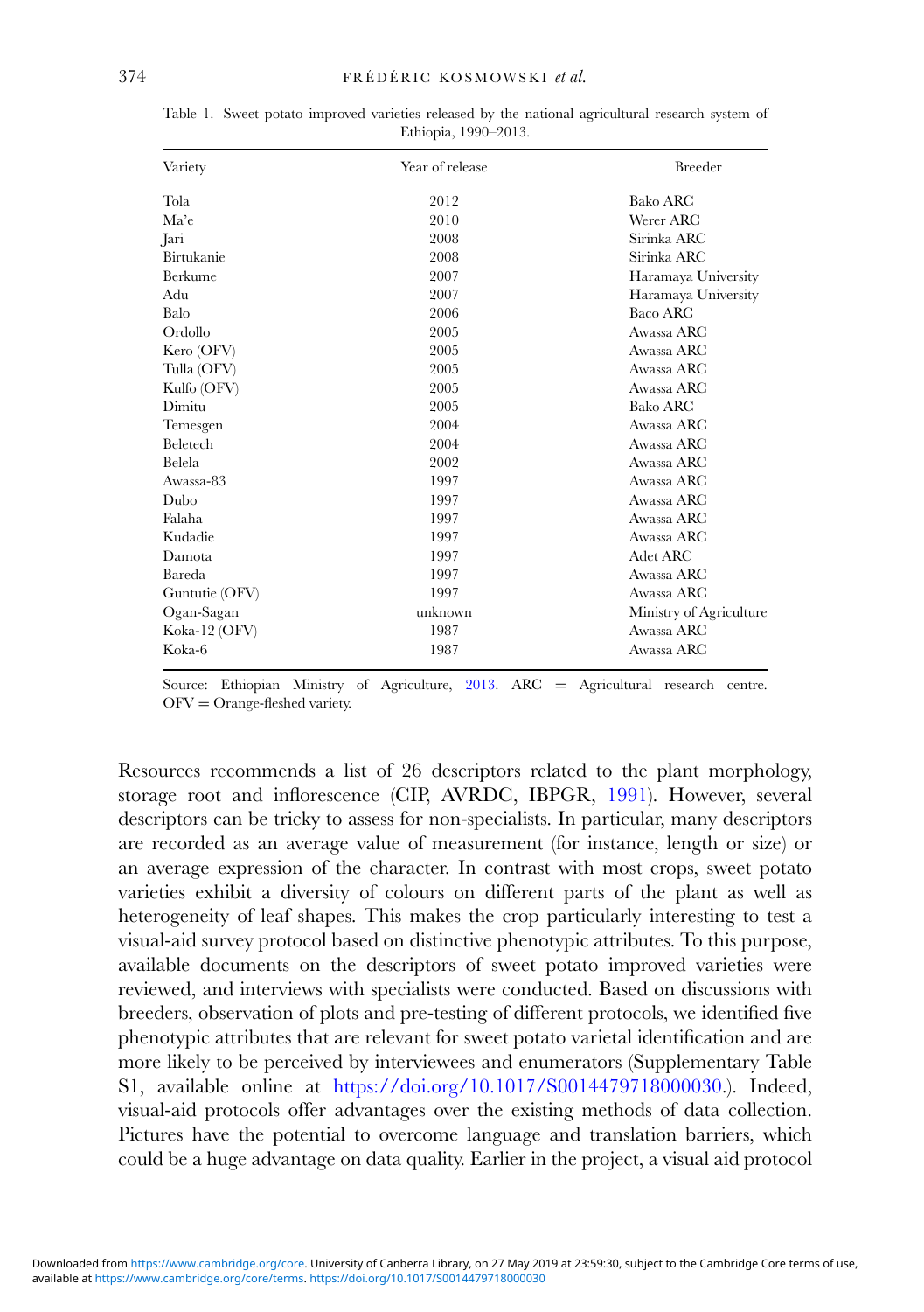Table 1. Sweet potato improved varieties released by the national agricultural research system of Ethiopia, 1990–2013.

| Variety | Year of release | Breeder |
|---|---|---|
| Tola | 2012 | Bako ARC |
| Ma'e | 2010 | Werer ARC |
| Jari | 2008 | Sirinka ARC |
| Birtukanie | 2008 | Sirinka ARC |
| Berkume | 2007 | Haramaya University |
| Adu | 2007 | Haramaya University |
| Balo | 2006 | Baco ARC |
| Ordollo | 2005 | Awassa ARC |
| Kero (OFV) | 2005 | Awassa ARC |
| Tulla (OFV) | 2005 | Awassa ARC |
| Kulfo (OFV) | 2005 | Awassa ARC |
| Dimitu | 2005 | Bako ARC |
| Temesgen | 2004 | Awassa ARC |
| Beletech | 2004 | Awassa ARC |
| Belela | 2002 | Awassa ARC |
| Awassa-83 | 1997 | Awassa ARC |
| Dubo | 1997 | Awassa ARC |
| Falaha | 1997 | Awassa ARC |
| Kudadie | 1997 | Awassa ARC |
| Damota | 1997 | Adet ARC |
| Bareda | 1997 | Awassa ARC |
| Guntutie (OFV) | 1997 | Awassa ARC |
| Ogan-Sagan | unknown | Ministry of Agriculture |
| Koka-12 (OFV) | 1987 | Awassa ARC |
| Koka-6 | 1987 | Awassa ARC |

Source: Ethiopian Ministry of Agriculture, 2013. ARC = Agricultural research centre. OFV = Orange-fleshed variety.

Resources recommends a list of 26 descriptors related to the plant morphology, storage root and inflorescence (CIP, AVRDC, IBPGR, 1991). However, several descriptors can be tricky to assess for non-specialists. In particular, many descriptors are recorded as an average value of measurement (for instance, length or size) or an average expression of the character. In contrast with most crops, sweet potato varieties exhibit a diversity of colours on different parts of the plant as well as heterogeneity of leaf shapes. This makes the crop particularly interesting to test a visual-aid survey protocol based on distinctive phenotypic attributes. To this purpose, available documents on the descriptors of sweet potato improved varieties were reviewed, and interviews with specialists were conducted. Based on discussions with breeders, observation of plots and pre-testing of different protocols, we identified five phenotypic attributes that are relevant for sweet potato varietal identification and are more likely to be perceived by interviewees and enumerators (Supplementary Table S1, available online at https://doi.org/10.1017/S0014479718000030.). Indeed, visual-aid protocols offer advantages over the existing methods of data collection. Pictures have the potential to overcome language and translation barriers, which could be a huge advantage on data quality. Earlier in the project, a visual aid protocol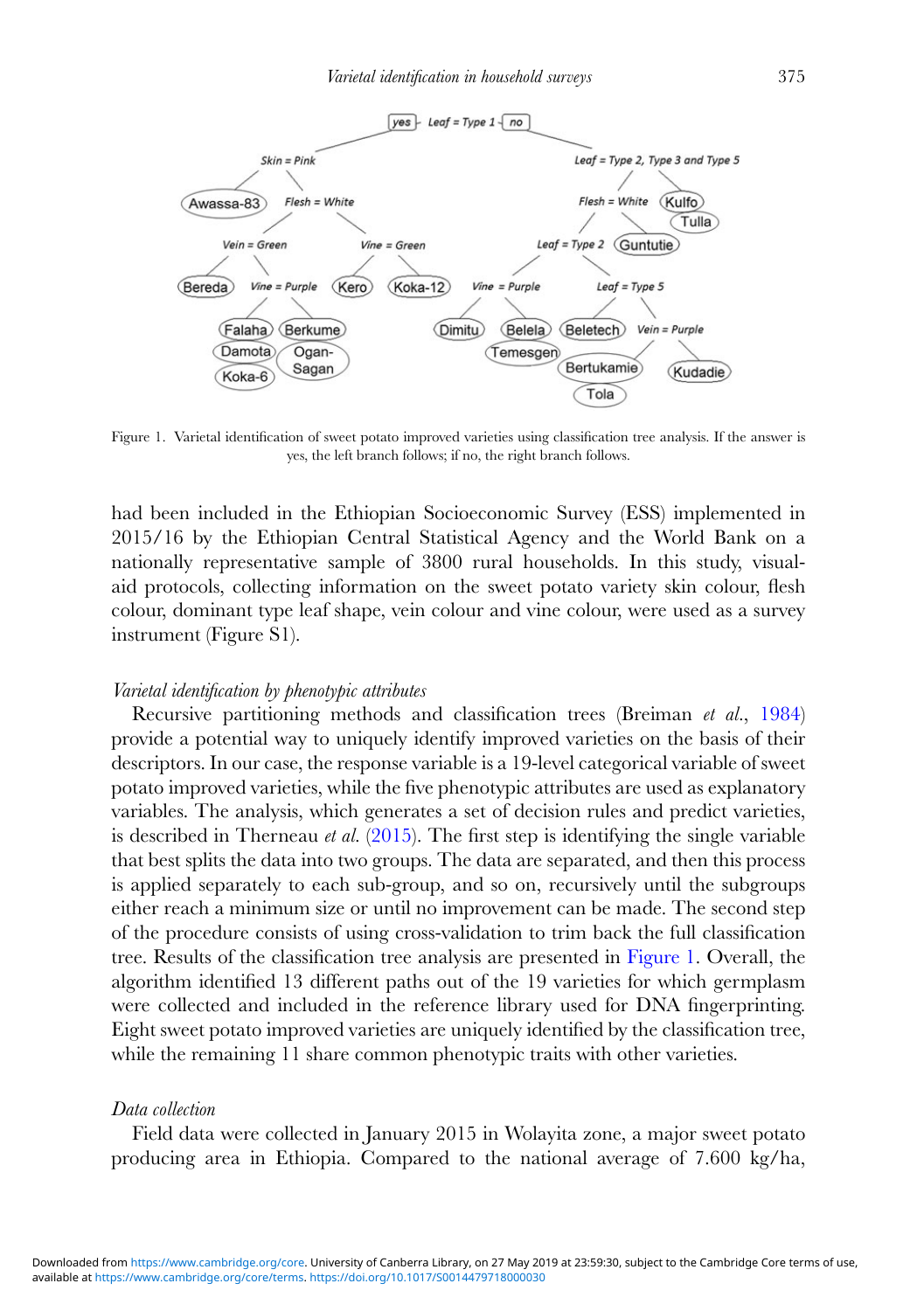Figure 1. Varietal identification of sweet potato improved varieties using classification tree analysis. If the answer is yes, the left branch follows; if no, the right branch follows.

had been included in the Ethiopian Socioeconomic Survey (ESS) implemented in 2015/16 by the Ethiopian Central Statistical Agency and the World Bank on a nationally representative sample of 3800 rural households. In this study, visual-aid protocols, collecting information on the sweet potato variety skin colour, flesh colour, dominant type leaf shape, vein colour and vine colour, were used as a survey instrument (Figure S1).

### *Varietal identification by phenotypic attributes*

Recursive partitioning methods and classification trees (Breiman *et al.*, 1984) provide a potential way to uniquely identify improved varieties on the basis of their descriptors. In our case, the response variable is a 19-level categorical variable of sweet potato improved varieties, while the five phenotypic attributes are used as explanatory variables. The analysis, which generates a set of decision rules and predict varieties, is described in Therneau *et al.* (2015). The first step is identifying the single variable that best splits the data into two groups. The data are separated, and then this process is applied separately to each sub-group, and so on, recursively until the subgroups either reach a minimum size or until no improvement can be made. The second step of the procedure consists of using cross-validation to trim back the full classification tree. Results of the classification tree analysis are presented in Figure 1. Overall, the algorithm identified 13 different paths out of the 19 varieties for which germplasm were collected and included in the reference library used for DNA fingerprinting. Eight sweet potato improved varieties are uniquely identified by the classification tree, while the remaining 11 share common phenotypic traits with other varieties.

### *Data collection*

Field data were collected in January 2015 in Wolayita zone, a major sweet potato producing area in Ethiopia. Compared to the national average of 7.600 kg/ha,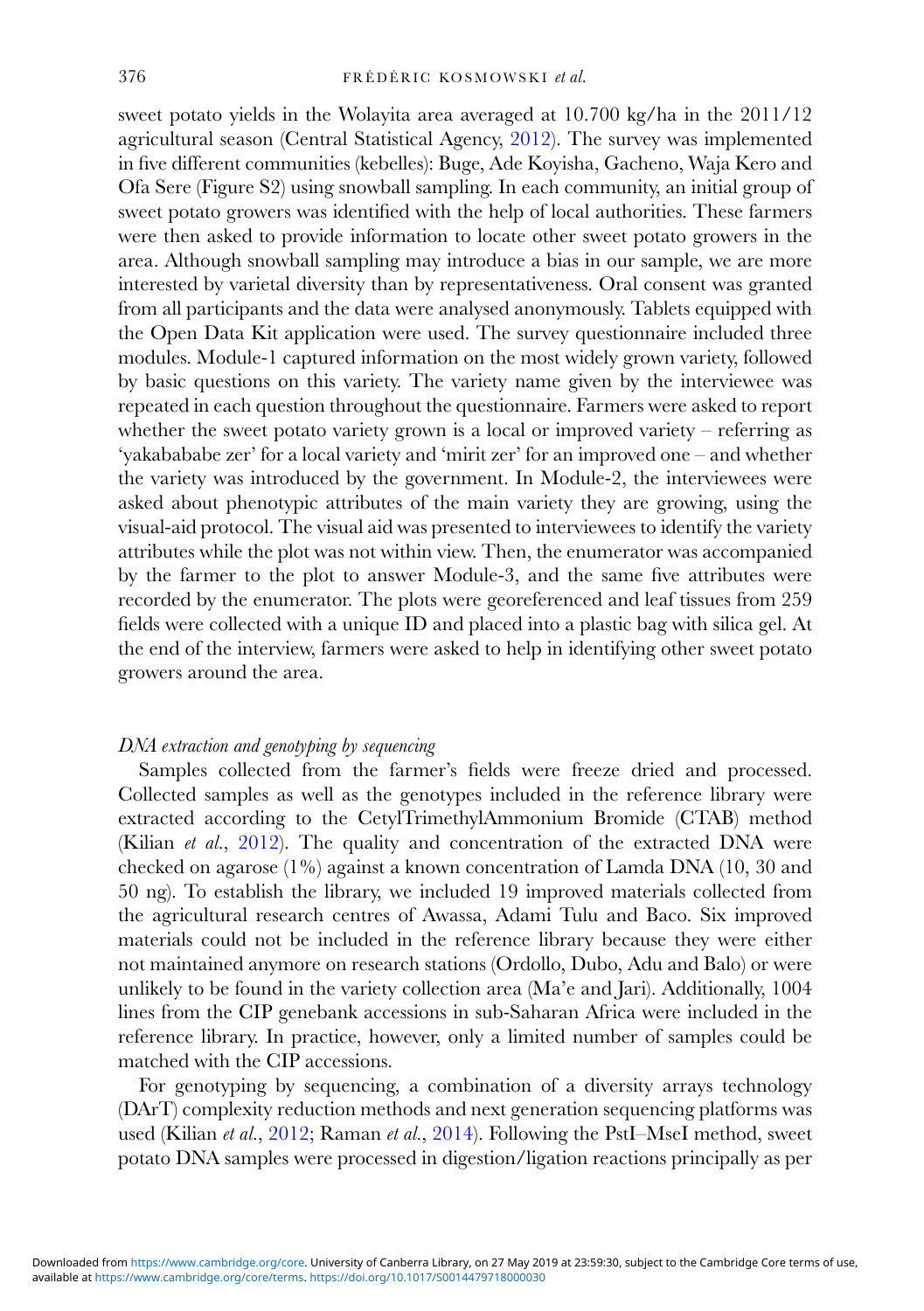sweet potato yields in the Wolayita area averaged at 10.700 kg/ha in the 2011/12 agricultural season (Central Statistical Agency, 2012). The survey was implemented in five different communities (kebelles): Buge, Ade Koyisha, Gacheno, Waja Kero and Ofa Sere (Figure S2) using snowball sampling. In each community, an initial group of sweet potato growers was identified with the help of local authorities. These farmers were then asked to provide information to locate other sweet potato growers in the area. Although snowball sampling may introduce a bias in our sample, we are more interested by varietal diversity than by representativeness. Oral consent was granted from all participants and the data were analysed anonymously. Tablets equipped with the Open Data Kit application were used. The survey questionnaire included three modules. Module-1 captured information on the most widely grown variety, followed by basic questions on this variety. The variety name given by the interviewee was repeated in each question throughout the questionnaire. Farmers were asked to report whether the sweet potato variety grown is a local or improved variety – referring as 'yakababababe zer' for a local variety and 'mirit zer' for an improved one – and whether the variety was introduced by the government. In Module-2, the interviewees were asked about phenotypic attributes of the main variety they are growing, using the visual-aid protocol. The visual aid was presented to interviewees to identify the variety attributes while the plot was not within view. Then, the enumerator was accompanied by the farmer to the plot to answer Module-3, and the same five attributes were recorded by the enumerator. The plots were georeferenced and leaf tissues from 259 fields were collected with a unique ID and placed into a plastic bag with silica gel. At the end of the interview, farmers were asked to help in identifying other sweet potato growers around the area.

### *DNA extraction and genotyping by sequencing*

Samples collected from the farmer's fields were freeze dried and processed. Collected samples as well as the genotypes included in the reference library were extracted according to the CetylTrimethylAmmonium Bromide (CTAB) method (Kilian *et al.*, 2012). The quality and concentration of the extracted DNA were checked on agarose (1%) against a known concentration of Lamda DNA (10, 30 and 50 ng). To establish the library, we included 19 improved materials collected from the agricultural research centres of Awassa, Adami Tulu and Baco. Six improved materials could not be included in the reference library because they were either not maintained anymore on research stations (Ordollo, Dubo, Adu and Balo) or were unlikely to be found in the variety collection area (Ma'e and Jari). Additionally, 1004 lines from the CIP genebank accessions in sub-Saharan Africa were included in the reference library. In practice, however, only a limited number of samples could be matched with the CIP accessions.

For genotyping by sequencing, a combination of a diversity arrays technology (DArT) complexity reduction methods and next generation sequencing platforms was used (Kilian *et al.*, 2012; Raman *et al.*, 2014). Following the PstI–MseI method, sweet potato DNA samples were processed in digestion/ligation reactions principally as per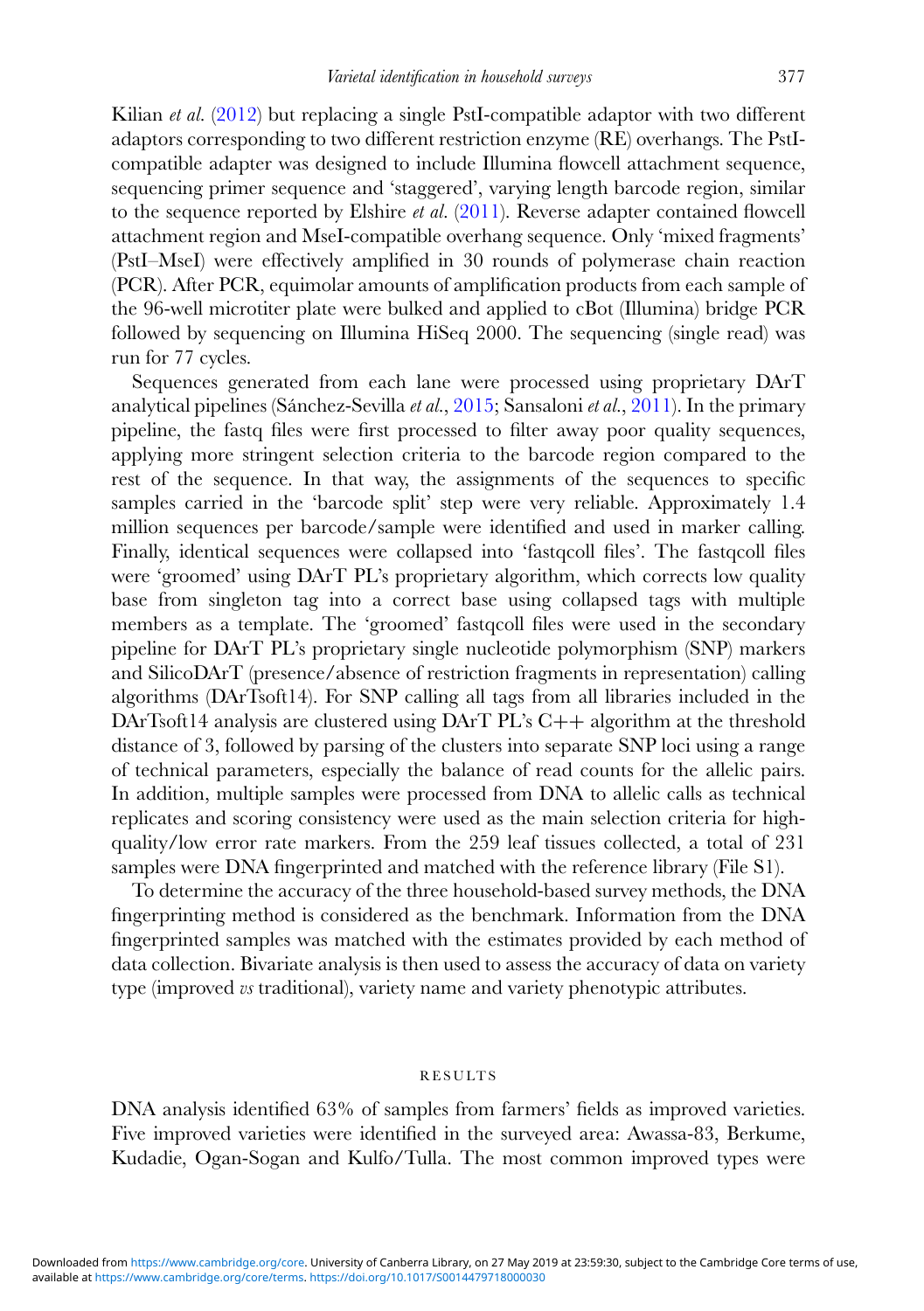Kilian *et al.* (2012) but replacing a single PstI-compatible adaptor with two different adaptors corresponding to two different restriction enzyme (RE) overhangs. The PstI-compatible adapter was designed to include Illumina flowcell attachment sequence, sequencing primer sequence and 'staggered', varying length barcode region, similar to the sequence reported by Elshire *et al.* (2011). Reverse adapter contained flowcell attachment region and MseI-compatible overhang sequence. Only 'mixed fragments' (PstI–MseI) were effectively amplified in 30 rounds of polymerase chain reaction (PCR). After PCR, equimolar amounts of amplification products from each sample of the 96-well microtiter plate were bulked and applied to cBot (Illumina) bridge PCR followed by sequencing on Illumina HiSeq 2000. The sequencing (single read) was run for 77 cycles.

Sequences generated from each lane were processed using proprietary DArT analytical pipelines (Sánchez-Sevilla *et al.*, 2015; Sansaloni *et al.*, 2011). In the primary pipeline, the fastq files were first processed to filter away poor quality sequences, applying more stringent selection criteria to the barcode region compared to the rest of the sequence. In that way, the assignments of the sequences to specific samples carried in the 'barcode split' step were very reliable. Approximately 1.4 million sequences per barcode/sample were identified and used in marker calling. Finally, identical sequences were collapsed into 'fastqcoll files'. The fastqcoll files were 'groomed' using DArT PL's proprietary algorithm, which corrects low quality base from singleton tag into a correct base using collapsed tags with multiple members as a template. The 'groomed' fastqcoll files were used in the secondary pipeline for DArT PL's proprietary single nucleotide polymorphism (SNP) markers and SilicoDArT (presence/absence of restriction fragments in representation) calling algorithms (DArTsoft14). For SNP calling all tags from all libraries included in the DArTsoft14 analysis are clustered using DArT PL's C++ algorithm at the threshold distance of 3, followed by parsing of the clusters into separate SNP loci using a range of technical parameters, especially the balance of read counts for the allelic pairs. In addition, multiple samples were processed from DNA to allelic calls as technical replicates and scoring consistency were used as the main selection criteria for high-quality/low error rate markers. From the 259 leaf tissues collected, a total of 231 samples were DNA fingerprinted and matched with the reference library (File S1).

To determine the accuracy of the three household-based survey methods, the DNA fingerprinting method is considered as the benchmark. Information from the DNA fingerprinted samples was matched with the estimates provided by each method of data collection. Bivariate analysis is then used to assess the accuracy of data on variety type (improved *vs* traditional), variety name and variety phenotypic attributes.

## RESULTS

DNA analysis identified 63% of samples from farmers' fields as improved varieties. Five improved varieties were identified in the surveyed area: Awassa-83, Berkume, Kudadie, Ogan-Sogan and Kulfo/Tulla. The most common improved types were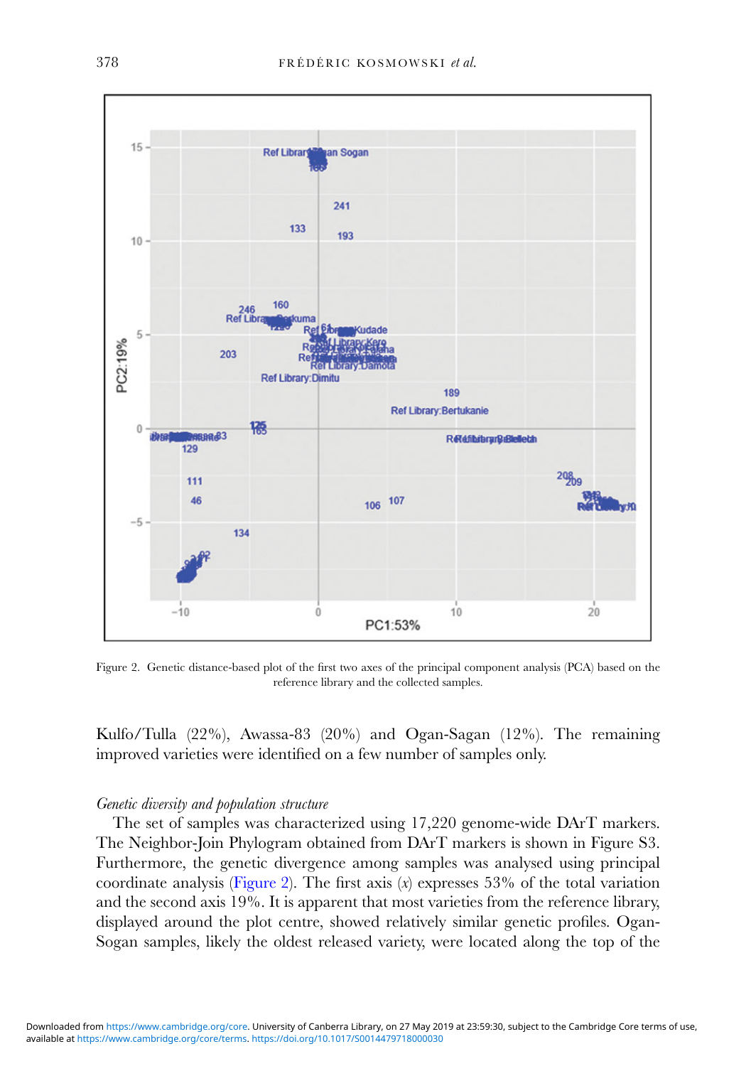Figure 2. Genetic distance-based plot of the first two axes of the principal component analysis (PCA) based on the reference library and the collected samples.

Kulfo/Tulla (22%), Awassa-83 (20%) and Ogan-Sagan (12%). The remaining improved varieties were identified on a few number of samples only.

*Genetic diversity and population structure*

The set of samples was characterized using 17,220 genome-wide DArT markers. The Neighbor-Join Phylogram obtained from DArT markers is shown in Figure S3. Furthermore, the genetic divergence among samples was analysed using principal coordinate analysis (Figure 2). The first axis ($x$) expresses 53% of the total variation and the second axis 19%. It is apparent that most varieties from the reference library, displayed around the plot centre, showed relatively similar genetic profiles. Ogan-Sogan samples, likely the oldest released variety, were located along the top of the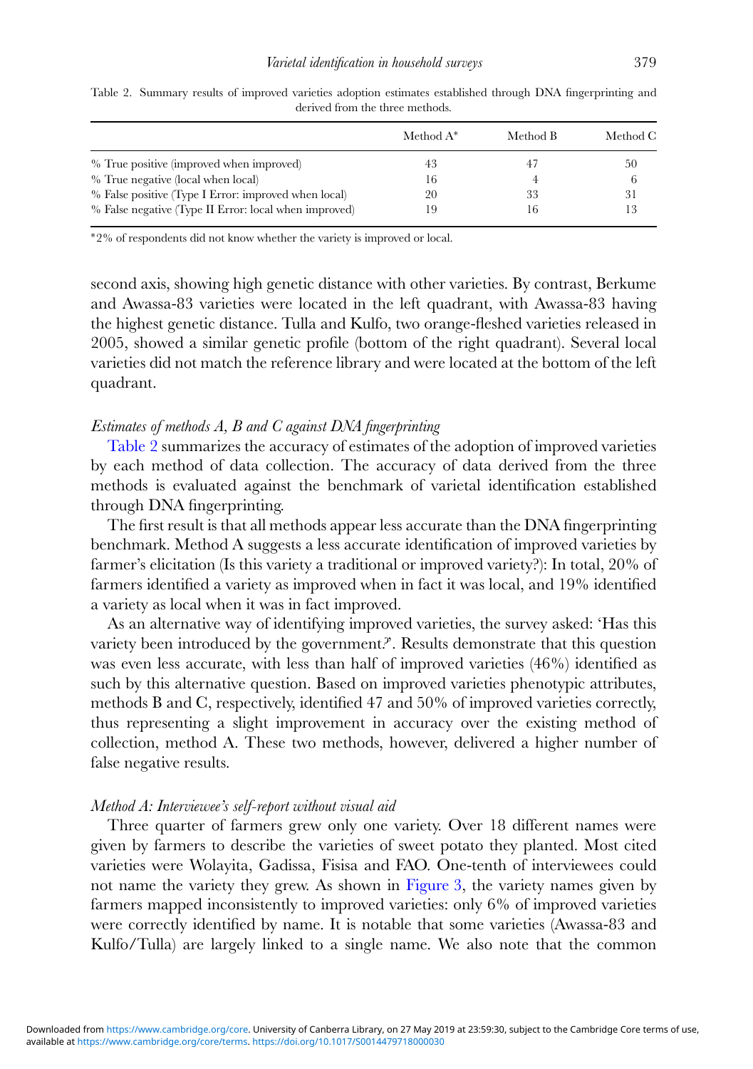Table 2. Summary results of improved varieties adoption estimates established through DNA fingerprinting and derived from the three methods.

| | Method A* | Method B | Method C |
|---|---|---|---|
| % True positive (improved when improved) | 43 | 47 | 50 |
| % True negative (local when local) | 16 | 4 | 6 |
| % False positive (Type I Error: improved when local) | 20 | 33 | 31 |
| % False negative (Type II Error: local when improved) | 19 | 16 | 13 |

*2% of respondents did not know whether the variety is improved or local.

second axis, showing high genetic distance with other varieties. By contrast, Berkume and Awassa-83 varieties were located in the left quadrant, with Awassa-83 having the highest genetic distance. Tulla and Kulfo, two orange-fleshed varieties released in 2005, showed a similar genetic profile (bottom of the right quadrant). Several local varieties did not match the reference library and were located at the bottom of the left quadrant.

*Estimates of methods A, B and C against DNA fingerprinting*

Table 2 summarizes the accuracy of estimates of the adoption of improved varieties by each method of data collection. The accuracy of data derived from the three methods is evaluated against the benchmark of varietal identification established through DNA fingerprinting.

The first result is that all methods appear less accurate than the DNA fingerprinting benchmark. Method A suggests a less accurate identification of improved varieties by farmer's elicitation (Is this variety a traditional or improved variety?): In total, 20% of farmers identified a variety as improved when in fact it was local, and 19% identified a variety as local when it was in fact improved.

As an alternative way of identifying improved varieties, the survey asked: 'Has this variety been introduced by the government?'. Results demonstrate that this question was even less accurate, with less than half of improved varieties (46%) identified as such by this alternative question. Based on improved varieties phenotypic attributes, methods B and C, respectively, identified 47 and 50% of improved varieties correctly, thus representing a slight improvement in accuracy over the existing method of collection, method A. These two methods, however, delivered a higher number of false negative results.

*Method A: Interviewee's self-report without visual aid*

Three quarter of farmers grew only one variety. Over 18 different names were given by farmers to describe the varieties of sweet potato they planted. Most cited varieties were Wolayita, Gadissa, Fisisa and FAO. One-tenth of interviewees could not name the variety they grew. As shown in Figure 3, the variety names given by farmers mapped inconsistently to improved varieties: only 6% of improved varieties were correctly identified by name. It is notable that some varieties (Awassa-83 and Kulfo/Tulla) are largely linked to a single name. We also note that the common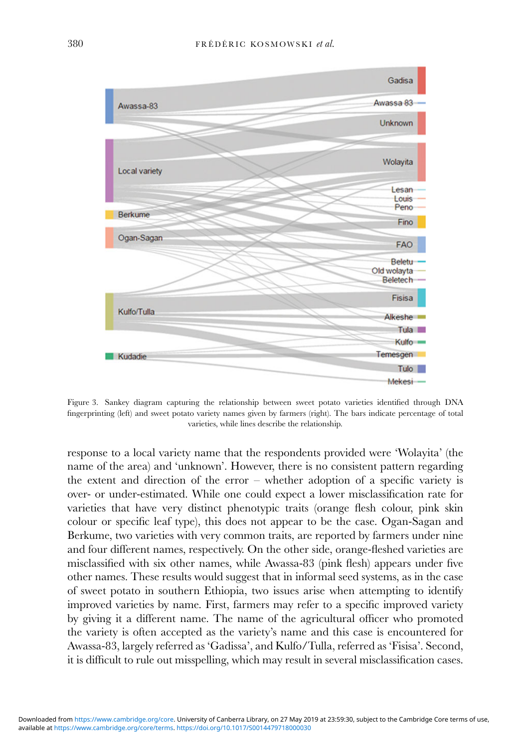Figure 3. Sankey diagram capturing the relationship between sweet potato varieties identified through DNA fingerprinting (left) and sweet potato variety names given by farmers (right). The bars indicate percentage of total varieties, while lines describe the relationship.

response to a local variety name that the respondents provided were 'Wolayita' (the name of the area) and 'unknown'. However, there is no consistent pattern regarding the extent and direction of the error – whether adoption of a specific variety is over- or under-estimated. While one could expect a lower misclassification rate for varieties that have very distinct phenotypic traits (orange flesh colour, pink skin colour or specific leaf type), this does not appear to be the case. Ogan-Sagan and Berkume, two varieties with very common traits, are reported by farmers under nine and four different names, respectively. On the other side, orange-fleshed varieties are misclassified with six other names, while Awassa-83 (pink flesh) appears under five other names. These results would suggest that in informal seed systems, as in the case of sweet potato in southern Ethiopia, two issues arise when attempting to identify improved varieties by name. First, farmers may refer to a specific improved variety by giving it a different name. The name of the agricultural officer who promoted the variety is often accepted as the variety's name and this case is encountered for Awassa-83, largely referred as 'Gadissa', and Kulfo/Tulla, referred as 'Fisisa'. Second, it is difficult to rule out misspelling, which may result in several misclassification cases.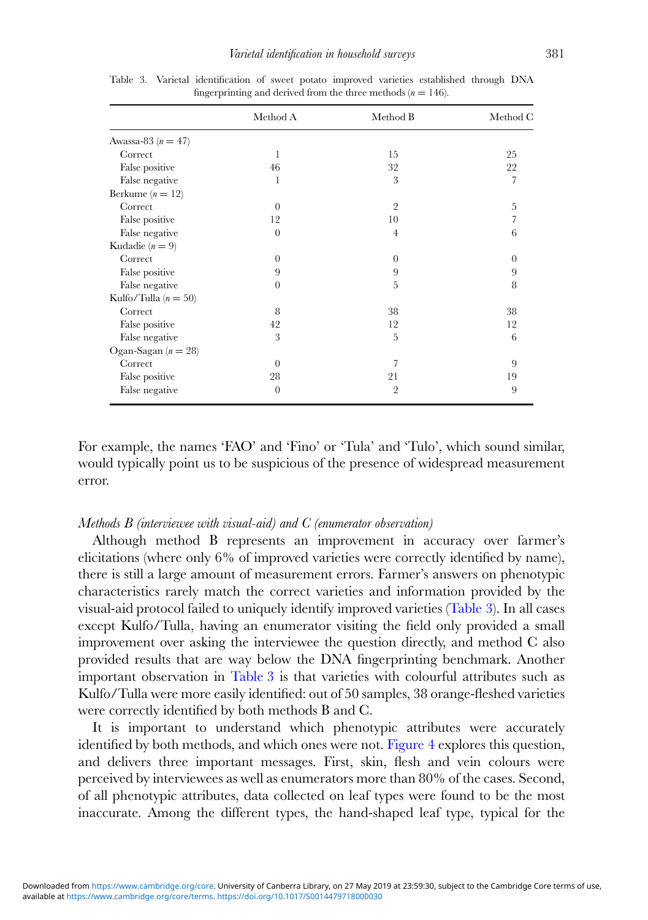Table 3. Varietal identification of sweet potato improved varieties established through DNA fingerprinting and derived from the three methods ($n = 146$).

| | Method A | Method B | Method C |
|---|---|---|---|
| Awassa-83 ($n = 47$) | | | |
| Correct | 1 | 15 | 25 |
| False positive | 46 | 32 | 22 |
| False negative | 1 | 3 | 7 |
| Berkume ($n = 12$) | | | |
| Correct | 0 | 2 | 5 |
| False positive | 12 | 10 | 7 |
| False negative | 0 | 4 | 6 |
| Kudadie ($n = 9$) | | | |
| Correct | 0 | 0 | 0 |
| False positive | 9 | 9 | 9 |
| False negative | 0 | 5 | 8 |
| Kulfo/Tulla ($n = 50$) | | | |
| Correct | 8 | 38 | 38 |
| False positive | 42 | 12 | 12 |
| False negative | 3 | 5 | 6 |
| Ogan-Sagan ($n = 28$) | | | |
| Correct | 0 | 7 | 9 |
| False positive | 28 | 21 | 19 |
| False negative | 0 | 2 | 9 |

For example, the names 'FAO' and 'Fino' or 'Tula' and 'Tulo', which sound similar, would typically point us to be suspicious of the presence of widespread measurement error.

*Methods B (interviewee with visual-aid) and C (enumerator observation)*

Although method B represents an improvement in accuracy over farmer's elicitations (where only 6% of improved varieties were correctly identified by name), there is still a large amount of measurement errors. Farmer's answers on phenotypic characteristics rarely match the correct varieties and information provided by the visual-aid protocol failed to uniquely identify improved varieties (Table 3). In all cases except Kulfo/Tulla, having an enumerator visiting the field only provided a small improvement over asking the interviewee the question directly, and method C also provided results that are way below the DNA fingerprinting benchmark. Another important observation in Table 3 is that varieties with colourful attributes such as Kulfo/Tulla were more easily identified: out of 50 samples, 38 orange-fleshed varieties were correctly identified by both methods B and C.

It is important to understand which phenotypic attributes were accurately identified by both methods, and which ones were not. Figure 4 explores this question, and delivers three important messages. First, skin, flesh and vein colours were perceived by interviewees as well as enumerators more than 80% of the cases. Second, of all phenotypic attributes, data collected on leaf types were found to be the most inaccurate. Among the different types, the hand-shaped leaf type, typical for the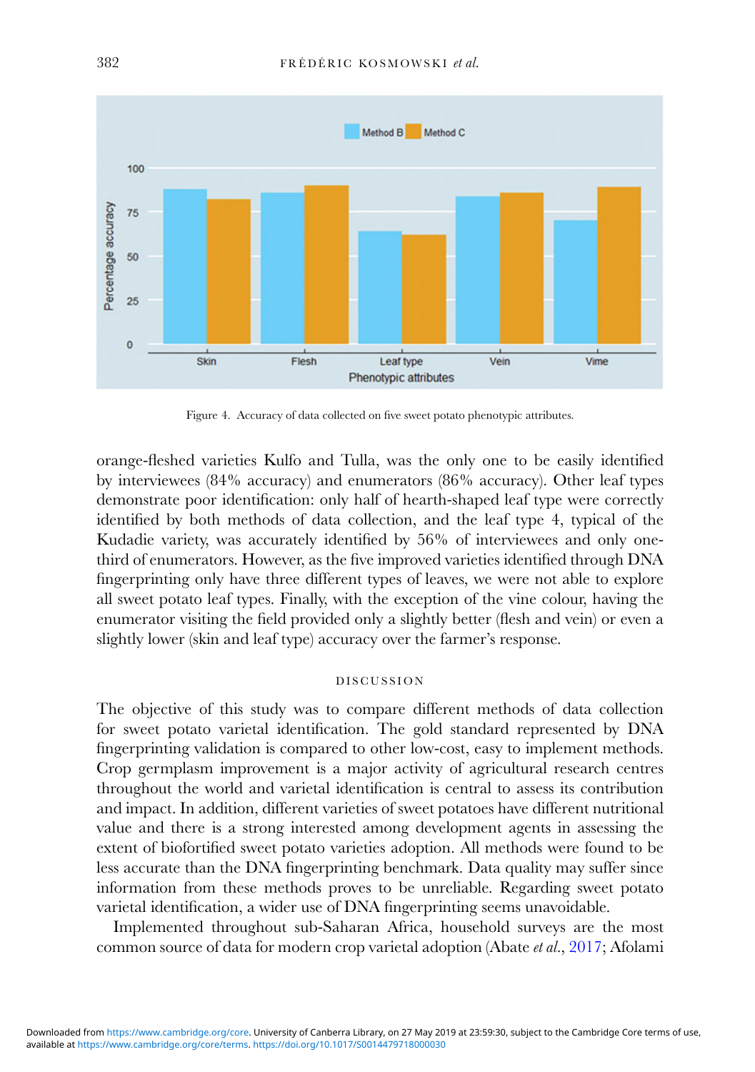Figure 4. Accuracy of data collected on five sweet potato phenotypic attributes.

orange-fleshed varieties Kulfo and Tulla, was the only one to be easily identified by interviewees (84% accuracy) and enumerators (86% accuracy). Other leaf types demonstrate poor identification: only half of hearth-shaped leaf type were correctly identified by both methods of data collection, and the leaf type 4, typical of the Kudadie variety, was accurately identified by 56% of interviewees and only one-third of enumerators. However, as the five improved varieties identified through DNA fingerprinting only have three different types of leaves, we were not able to explore all sweet potato leaf types. Finally, with the exception of the vine colour, having the enumerator visiting the field provided only a slightly better (flesh and vein) or even a slightly lower (skin and leaf type) accuracy over the farmer's response.

## DISCUSSION

The objective of this study was to compare different methods of data collection for sweet potato varietal identification. The gold standard represented by DNA fingerprinting validation is compared to other low-cost, easy to implement methods. Crop germplasm improvement is a major activity of agricultural research centres throughout the world and varietal identification is central to assess its contribution and impact. In addition, different varieties of sweet potatoes have different nutritional value and there is a strong interested among development agents in assessing the extent of biofortified sweet potato varieties adoption. All methods were found to be less accurate than the DNA fingerprinting benchmark. Data quality may suffer since information from these methods proves to be unreliable. Regarding sweet potato varietal identification, a wider use of DNA fingerprinting seems unavoidable.

Implemented throughout sub-Saharan Africa, household surveys are the most common source of data for modern crop varietal adoption (Abate *et al.*, 2017; Afolami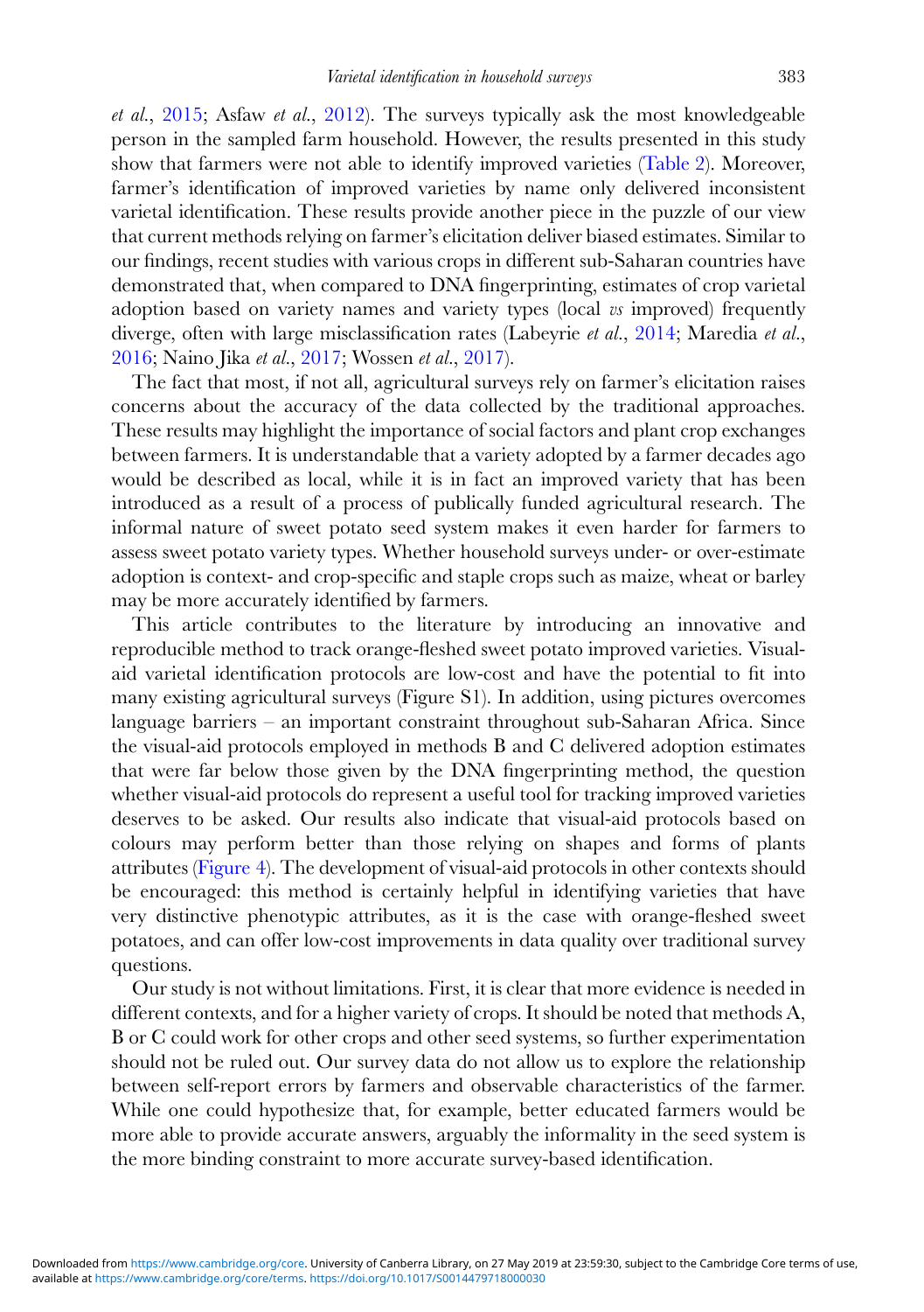*et al.*, 2015; Asfaw *et al.*, 2012). The surveys typically ask the most knowledgeable person in the sampled farm household. However, the results presented in this study show that farmers were not able to identify improved varieties (Table 2). Moreover, farmer's identification of improved varieties by name only delivered inconsistent varietal identification. These results provide another piece in the puzzle of our view that current methods relying on farmer's elicitation deliver biased estimates. Similar to our findings, recent studies with various crops in different sub-Saharan countries have demonstrated that, when compared to DNA fingerprinting, estimates of crop varietal adoption based on variety names and variety types (local *vs* improved) frequently diverge, often with large misclassification rates (Labeyrie *et al.*, 2014; Maredia *et al.*, 2016; Naino Jika *et al.*, 2017; Wossen *et al.*, 2017).

The fact that most, if not all, agricultural surveys rely on farmer's elicitation raises concerns about the accuracy of the data collected by the traditional approaches. These results may highlight the importance of social factors and plant crop exchanges between farmers. It is understandable that a variety adopted by a farmer decades ago would be described as local, while it is in fact an improved variety that has been introduced as a result of a process of publically funded agricultural research. The informal nature of sweet potato seed system makes it even harder for farmers to assess sweet potato variety types. Whether household surveys under- or over-estimate adoption is context- and crop-specific and staple crops such as maize, wheat or barley may be more accurately identified by farmers.

This article contributes to the literature by introducing an innovative and reproducible method to track orange-fleshed sweet potato improved varieties. Visual-aid varietal identification protocols are low-cost and have the potential to fit into many existing agricultural surveys (Figure S1). In addition, using pictures overcomes language barriers – an important constraint throughout sub-Saharan Africa. Since the visual-aid protocols employed in methods B and C delivered adoption estimates that were far below those given by the DNA fingerprinting method, the question whether visual-aid protocols do represent a useful tool for tracking improved varieties deserves to be asked. Our results also indicate that visual-aid protocols based on colours may perform better than those relying on shapes and forms of plants attributes (Figure 4). The development of visual-aid protocols in other contexts should be encouraged: this method is certainly helpful in identifying varieties that have very distinctive phenotypic attributes, as it is the case with orange-fleshed sweet potatoes, and can offer low-cost improvements in data quality over traditional survey questions.

Our study is not without limitations. First, it is clear that more evidence is needed in different contexts, and for a higher variety of crops. It should be noted that methods A, B or C could work for other crops and other seed systems, so further experimentation should not be ruled out. Our survey data do not allow us to explore the relationship between self-report errors by farmers and observable characteristics of the farmer. While one could hypothesize that, for example, better educated farmers would be more able to provide accurate answers, arguably the informality in the seed system is the more binding constraint to more accurate survey-based identification.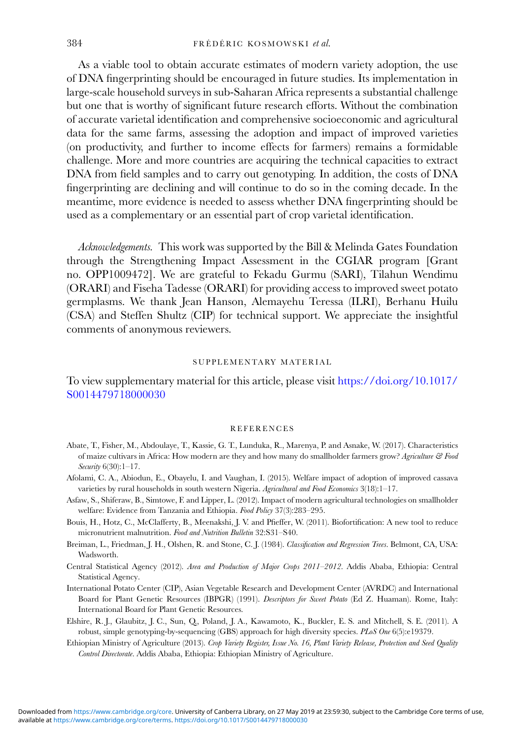As a viable tool to obtain accurate estimates of modern variety adoption, the use of DNA fingerprinting should be encouraged in future studies. Its implementation in large-scale household surveys in sub-Saharan Africa represents a substantial challenge but one that is worthy of significant future research efforts. Without the combination of accurate varietal identification and comprehensive socioeconomic and agricultural data for the same farms, assessing the adoption and impact of improved varieties (on productivity, and further to income effects for farmers) remains a formidable challenge. More and more countries are acquiring the technical capacities to extract DNA from field samples and to carry out genotyping. In addition, the costs of DNA fingerprinting are declining and will continue to do so in the coming decade. In the meantime, more evidence is needed to assess whether DNA fingerprinting should be used as a complementary or an essential part of crop varietal identification.

*Acknowledgements.* This work was supported by the Bill & Melinda Gates Foundation through the Strengthening Impact Assessment in the CGIAR program [Grant no. OPP1009472]. We are grateful to Fekadu Gurmu (SARI), Tilahun Wendimu (ORARI) and Fiseha Tadesse (ORARI) for providing access to improved sweet potato germplasms. We thank Jean Hanson, Alemayehu Teressa (ILRI), Berhanu Huilu (CSA) and Steffen Shultz (CIP) for technical support. We appreciate the insightful comments of anonymous reviewers.

## SUPPLEMENTARY MATERIAL

To view supplementary material for this article, please visit https://doi.org/10.1017/S0014479718000030

## REFERENCES

Abate, T., Fisher, M., Abdoulaye, T., Kassie, G. T., Lunduka, R., Marenya, P. and Asnake, W. (2017). Characteristics of maize cultivars in Africa: How modern are they and how many do smallholder farmers grow? *Agriculture & Food Security* 6(30):1–17.

Afolami, C. A., Abiodun, E., Obayelu, I. and Vaughan, I. (2015). Welfare impact of adoption of improved cassava varieties by rural households in south western Nigeria. *Agricultural and Food Economics* 3(18):1–17.

Asfaw, S., Shiferaw, B., Simtowe, F. and Lipper, L. (2012). Impact of modern agricultural technologies on smallholder welfare: Evidence from Tanzania and Ethiopia. *Food Policy* 37(3):283–295.

Bouis, H., Hotz, C., McClafferty, B., Meenakshi, J. V. and Pfieffer, W. (2011). Biofortification: A new tool to reduce micronutrient malnutrition. *Food and Nutrition Bulletin* 32:S31–S40.

Breiman, L., Friedman, J. H., Olshen, R. and Stone, C. J. (1984). *Classification and Regression Trees*. Belmont, CA, USA: Wadsworth.

Central Statistical Agency (2012). *Area and Production of Major Crops 2011–2012*. Addis Ababa, Ethiopia: Central Statistical Agency.

International Potato Center (CIP), Asian Vegetable Research and Development Center (AVRDC) and International Board for Plant Genetic Resources (IBPGR) (1991). *Descriptors for Sweet Potato* (Ed Z. Huaman). Rome, Italy: International Board for Plant Genetic Resources.

Elshire, R. J., Glaubitz, J. C., Sun, Q., Poland, J. A., Kawamoto, K., Buckler, E. S. and Mitchell, S. E. (2011). A robust, simple genotyping-by-sequencing (GBS) approach for high diversity species. *PLoS One* 6(5):e19379.

Ethiopian Ministry of Agriculture (2013). *Crop Variety Register, Issue No. 16, Plant Variety Release, Protection and Seed Quality Control Directorate*. Addis Ababa, Ethiopia: Ethiopian Ministry of Agriculture.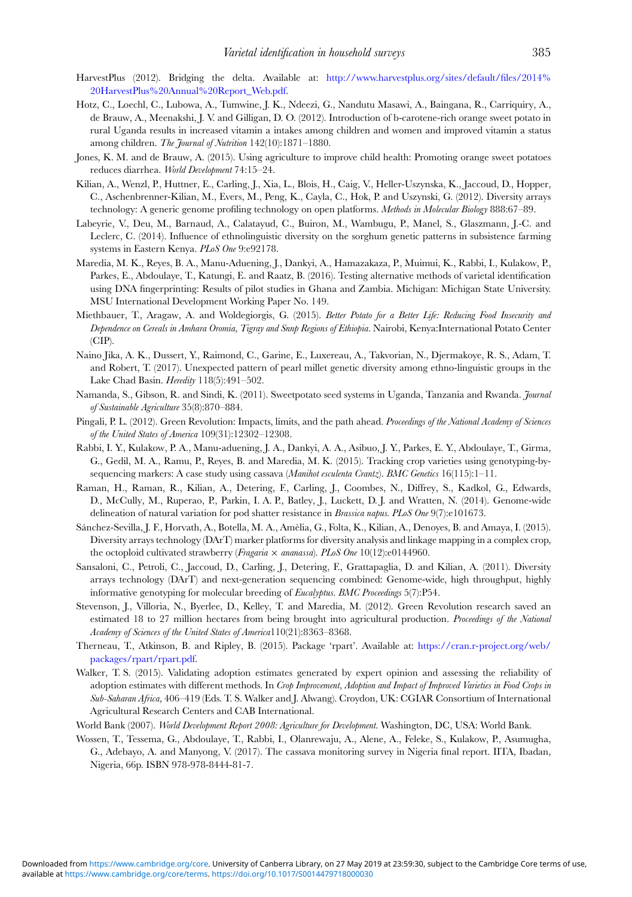HarvestPlus (2012). Bridging the delta. Available at: http://www.harvestplus.org/sites/default/files/2014%20HarvestPlus%20Annual%20Report_Web.pdf.

Hotz, C., Loechl, C., Lubowa, A., Tumwine, J. K., Ndeezi, G., Nandutu Masawi, A., Baingana, R., Carriquiry, A., de Brauw, A., Meenakshi, J. V. and Gilligan, D. O. (2012). Introduction of b-carotene-rich orange sweet potato in rural Uganda results in increased vitamin a intakes among children and women and improved vitamin a status among children. *The Journal of Nutrition* 142(10):1871–1880.

Jones, K. M. and de Brauw, A. (2015). Using agriculture to improve child health: Promoting orange sweet potatoes reduces diarrhea. *World Development* 74:15–24.

Kilian, A., Wenzl, P., Huttner, E., Carling, J., Xia, L., Blois, H., Caig, V., Heller-Uszynska, K., Jaccoud, D., Hopper, C., Aschenbrenner-Kilian, M., Evers, M., Peng, K., Cayla, C., Hok, P. and Uszynski, G. (2012). Diversity arrays technology: A generic genome profiling technology on open platforms. *Methods in Molecular Biology* 888:67–89.

Labeyrie, V., Deu, M., Barnaud, A., Calatayud, C., Buiron, M., Wambugu, P., Manel, S., Glaszmann, J.-C. and Leclerc, C. (2014). Influence of ethnolinguistic diversity on the sorghum genetic patterns in subsistence farming systems in Eastern Kenya. *PLoS One* 9:e92178.

Maredia, M. K., Reyes, B. A., Manu-Aduening, J., Dankyi, A., Hamazakaza, P., Muimui, K., Rabbi, I., Kulakow, P., Parkes, E., Abdoulaye, T., Katungi, E. and Raatz, B. (2016). Testing alternative methods of varietal identification using DNA fingerprinting: Results of pilot studies in Ghana and Zambia. Michigan: Michigan State University. MSU International Development Working Paper No. 149.

Miethbauer, T., Aragaw, A. and Woldegiorgis, G. (2015). *Better Potato for a Better Life: Reducing Food Insecurity and Dependence on Cereals in Amhara Oromia, Tigray and Snnp Regions of Ethiopia*. Nairobi, Kenya:International Potato Center (CIP).

Naino Jika, A. K., Dussert, Y., Raimond, C., Garine, E., Luxereau, A., Takvorian, N., Djermakoye, R. S., Adam, T. and Robert, T. (2017). Unexpected pattern of pearl millet genetic diversity among ethno-linguistic groups in the Lake Chad Basin. *Heredity* 118(5):491–502.

Namanda, S., Gibson, R. and Sindi, K. (2011). Sweetpotato seed systems in Uganda, Tanzania and Rwanda. *Journal of Sustainable Agriculture* 35(8):870–884.

Pingali, P. L. (2012). Green Revolution: Impacts, limits, and the path ahead. *Proceedings of the National Academy of Sciences of the United States of America* 109(31):12302–12308.

Rabbi, I. Y., Kulakow, P. A., Manu-aduening, J. A., Dankyi, A. A., Asibuo, J. Y., Parkes, E. Y., Abdoulaye, T., Girma, G., Gedil, M. A., Ramu, P., Reyes, B. and Maredia, M. K. (2015). Tracking crop varieties using genotyping-by-sequencing markers: A case study using cassava (*Manihot esculenta Crantz*). *BMC Genetics* 16(115):1–11.

Raman, H., Raman, R., Kilian, A., Detering, F., Carling, J., Coombes, N., Diffrey, S., Kadkol, G., Edwards, D., McCully, M., Ruperao, P., Parkin, I. A. P., Batley, J., Luckett, D. J. and Wratten, N. (2014). Genome-wide delineation of natural variation for pod shatter resistance in *Brassica napus*. *PLoS One* 9(7):e101673.

Sánchez-Sevilla, J. F., Horvath, A., Botella, M. A., Amèlia, G., Folta, K., Kilian, A., Denoyes, B. and Amaya, I. (2015). Diversity arrays technology (DArT) marker platforms for diversity analysis and linkage mapping in a complex crop, the octoploid cultivated strawberry (*Fragaria × ananassa*). *PLoS One* 10(12):e0144960.

Sansaloni, C., Petroli, C., Jaccoud, D., Carling, J., Detering, F., Grattapaglia, D. and Kilian, A. (2011). Diversity arrays technology (DArT) and next-generation sequencing combined: Genome-wide, high throughput, highly informative genotyping for molecular breeding of *Eucalyptus*. *BMC Proceedings* 5(7):P54.

Stevenson, J., Villoria, N., Byerlee, D., Kelley, T. and Maredia, M. (2012). Green Revolution research saved an estimated 18 to 27 million hectares from being brought into agricultural production. *Proceedings of the National Academy of Sciences of the United States of America*110(21):8363–8368.

Therneau, T., Atkinson, B. and Ripley, B. (2015). Package 'rpart'. Available at: https://cran.r-project.org/web/packages/rpart/rpart.pdf.

Walker, T. S. (2015). Validating adoption estimates generated by expert opinion and assessing the reliability of adoption estimates with different methods. In *Crop Improvement, Adoption and Impact of Improved Varieties in Food Crops in Sub-Saharan Africa*, 406–419 (Eds. T. S. Walker and J. Alwang). Croydon, UK: CGIAR Consortium of International Agricultural Research Centers and CAB International.

World Bank (2007). *World Development Report 2008: Agriculture for Development*. Washington, DC, USA: World Bank.

Wossen, T., Tessema, G., Abdoulaye, T., Rabbi, I., Olanrewaju, A., Alene, A., Feleke, S., Kulakow, P., Asumugha, G., Adebayo, A. and Manyong, V. (2017). The cassava monitoring survey in Nigeria final report. IITA, Ibadan, Nigeria, 66p. ISBN 978-978-8444-81-7.